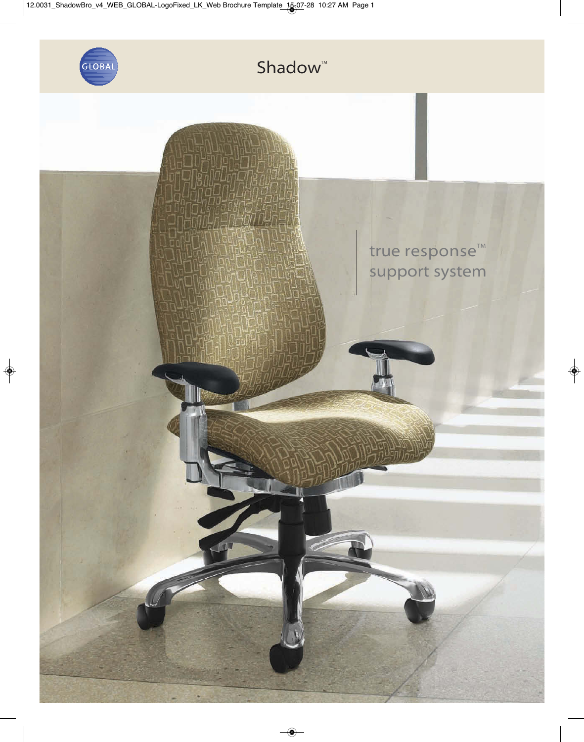GLOBAL

# Shadow™

true response™
support system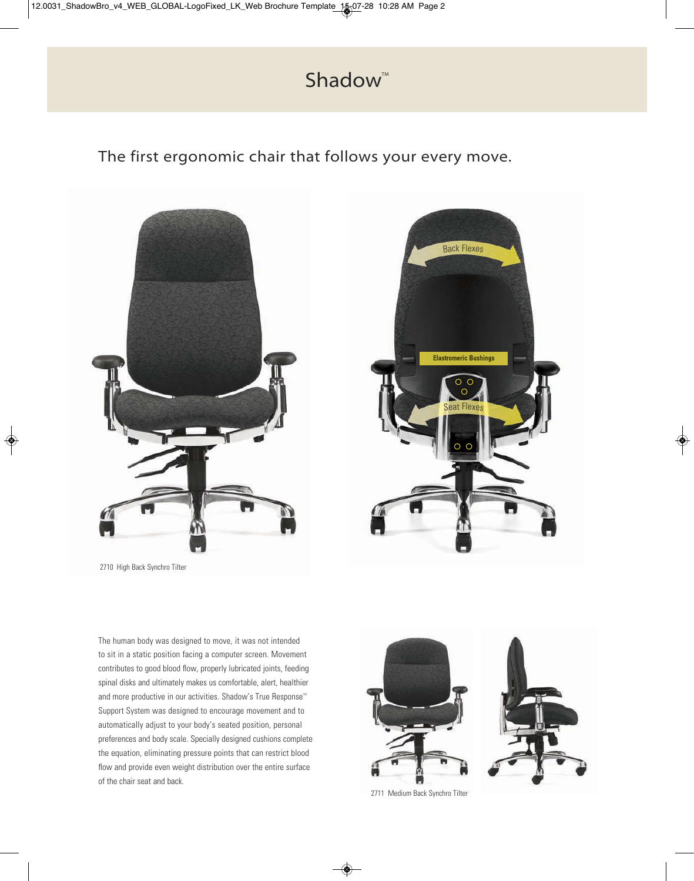# Shadow™

## The first ergonomic chair that follows your every move.

Back Flexes

Elastromeric Bushings

Seat Flexes

2710 High Back Synchro Tilter

The human body was designed to move, it was not intended to sit in a static position facing a computer screen. Movement contributes to good blood flow, properly lubricated joints, feeding spinal disks and ultimately makes us comfortable, alert, healthier and more productive in our activities. Shadow's True Response™ Support System was designed to encourage movement and to automatically adjust to your body's seated position, personal preferences and body scale. Specially designed cushions complete the equation, eliminating pressure points that can restrict blood flow and provide even weight distribution over the entire surface of the chair seat and back.

2711 Medium Back Synchro Tilter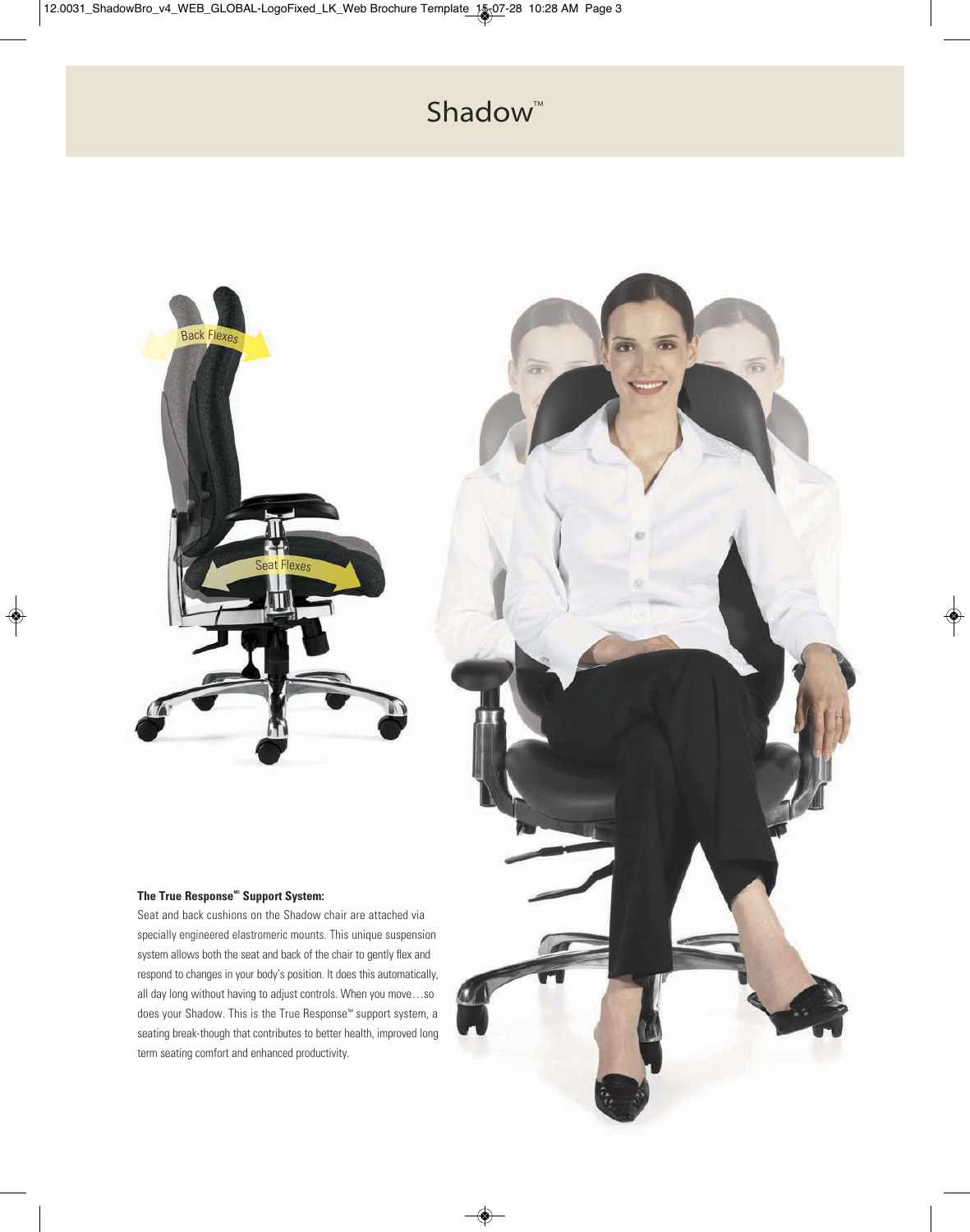# Shadow™

Back Flexes

Seat Flexes

**The True Response™ Support System:**

Seat and back cushions on the Shadow chair are attached via specially engineered elastromeric mounts. This unique suspension system allows both the seat and back of the chair to gently flex and respond to changes in your body's position. It does this automatically, all day long without having to adjust controls. When you move…so does your Shadow. This is the True Response™ support system, a seating break-though that contributes to better health, improved long term seating comfort and enhanced productivity.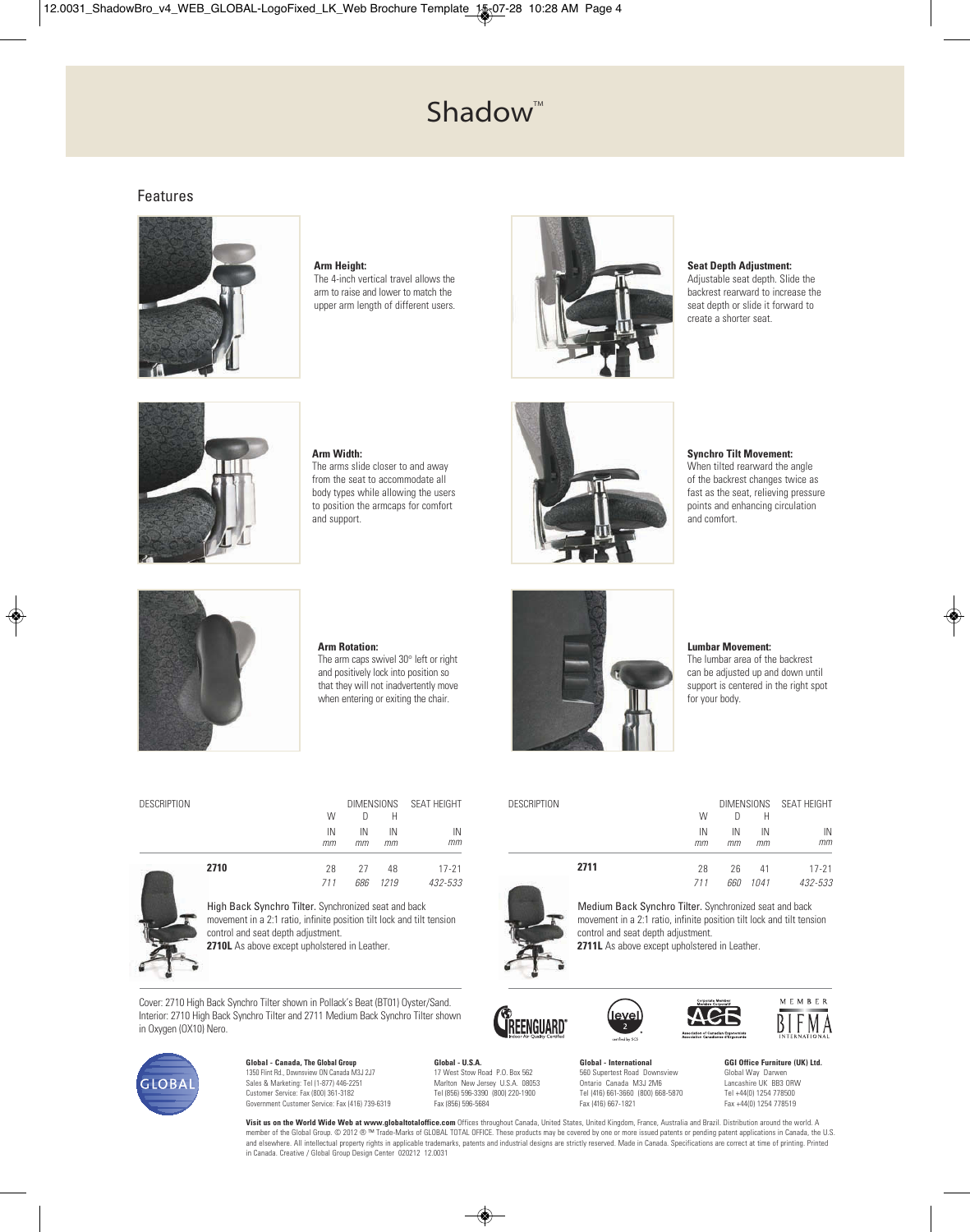# Shadow™

## Features

**Arm Height:**
The 4-inch vertical travel allows the arm to raise and lower to match the upper arm length of different users.

**Arm Width:**
The arms slide closer to and away from the seat to accommodate all body types while allowing the users to position the armcaps for comfort and support.

**Arm Rotation:**
The arm caps swivel 30° left or right and positively lock into position so that they will not inadvertently move when entering or exiting the chair.

**Seat Depth Adjustment:**
Adjustable seat depth. Slide the backrest rearward to increase the seat depth or slide it forward to create a shorter seat.

**Synchro Tilt Movement:**
When tilted rearward the angle of the backrest changes twice as fast as the seat, relieving pressure points and enhancing circulation and comfort.

**Lumbar Movement:**
The lumbar area of the backrest can be adjusted up and down until support is centered in the right spot for your body.

| DESCRIPTION | DIMENSIONS W | D | H | SEAT HEIGHT |
|---|---|---|---|---|
| | IN / *mm* | IN / *mm* | IN / *mm* | IN / *mm* |
| **2710** | 28 / *711* | 27 / *686* | 48 / *1219* | 17-21 / *432-533* |

High Back Synchro Tilter. Synchronized seat and back movement in a 2:1 ratio, infinite position tilt lock and tilt tension control and seat depth adjustment.
**2710L** As above except upholstered in Leather.

| DESCRIPTION | DIMENSIONS W | D | H | SEAT HEIGHT |
|---|---|---|---|---|
| | IN / *mm* | IN / *mm* | IN / *mm* | IN / *mm* |
| **2711** | 28 / *711* | 26 / *660* | 41 / *1041* | 17-21 / *432-533* |

Medium Back Synchro Tilter. Synchronized seat and back movement in a 2:1 ratio, infinite position tilt lock and tilt tension control and seat depth adjustment.
**2711L** As above except upholstered in Leather.

Cover: 2710 High Back Synchro Tilter shown in Pollack's Beat (BT01) Oyster/Sand. Interior: 2710 High Back Synchro Tilter and 2711 Medium Back Synchro Tilter shown in Oxygen (OX10) Nero.

GREENGUARD Indoor Air Quality Certified | level 2 certified by SCS | ACE Association of Canadian Ergonomists | MEMBER BIFMA INTERNATIONAL

GLOBAL

**Global - Canada, The Global Group**
1350 Flint Rd., Downsview ON Canada M3J 2J7
Sales & Marketing: Tel (1-877) 446-2251
Customer Service: Fax (800) 361-3182
Government Customer Service: Fax (416) 739-6319

**Global - U.S.A.**
17 West Stow Road P.O. Box 562
Marlton New Jersey U.S.A. 08053
Tel (856) 596-3390 (800) 220-1900
Fax (856) 596-5684

**Global - International**
560 Supertest Road Downsview
Ontario Canada M3J 2M6
Tel (416) 661-3660 (800) 668-5870
Fax (416) 667-1821

**GGI Office Furniture (UK) Ltd.**
Global Way Darwen
Lancashire UK BB3 0RW
Tel +44(0) 1254 778500
Fax +44(0) 1254 778519

**Visit us on the World Wide Web at www.globaltotaloffice.com** Offices throughout Canada, United States, United Kingdom, France, Australia and Brazil. Distribution around the world. A member of the Global Group. © 2012 ® ™ Trade-Marks of GLOBAL TOTAL OFFICE. These products may be covered by one or more issued patents or pending patent applications in Canada, the U.S. and elsewhere. All intellectual property rights in applicable trademarks, patents and industrial designs are strictly reserved. Made in Canada. Specifications are correct at time of printing. Printed in Canada. Creative / Global Group Design Center 020212 12.0031